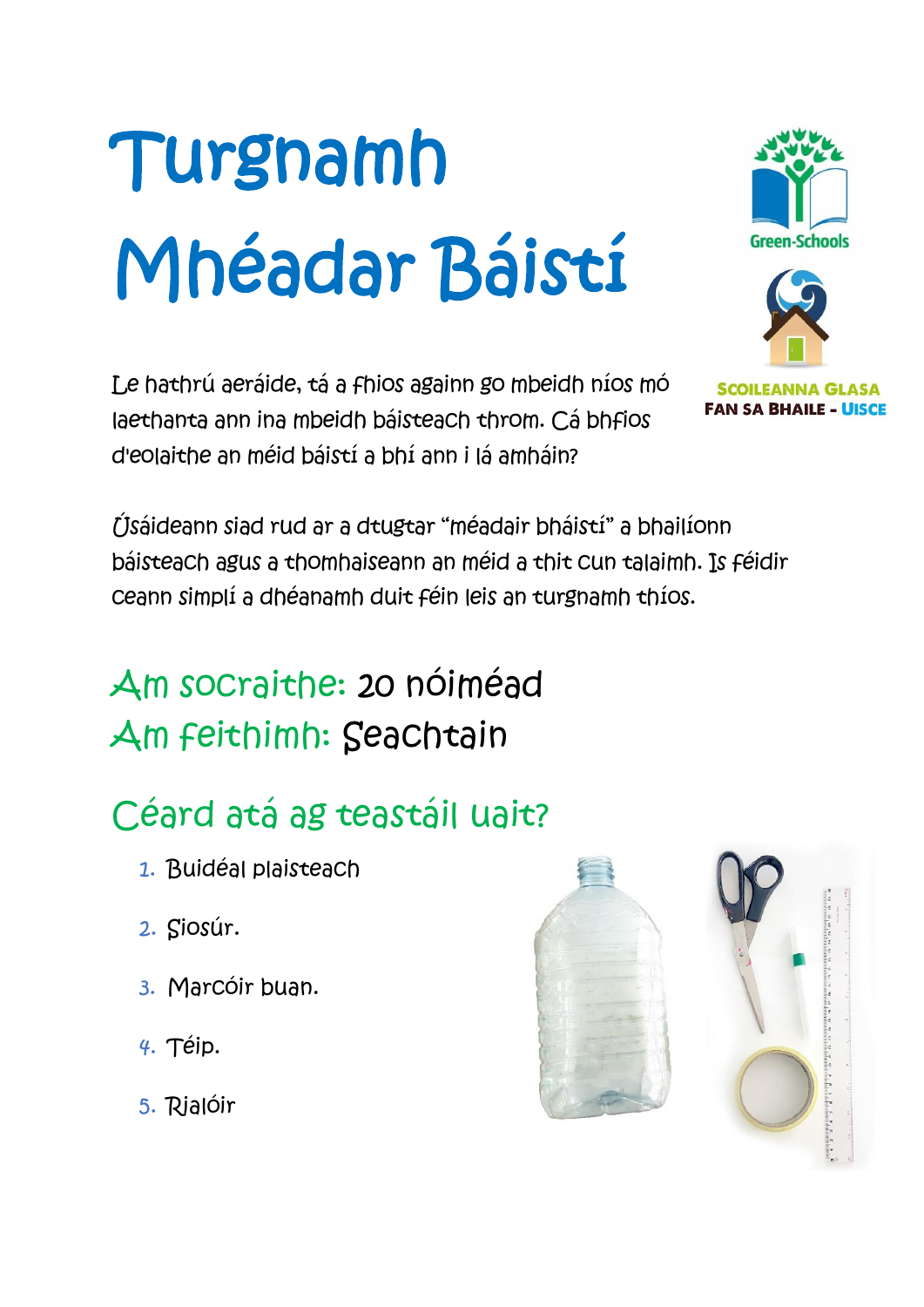# Turgnamh Mhéadar Báistí

Le hathrú aeráide, tá a fhios againn go mbeidh níos mó laethanta ann ina mbeidh báisteach throm. Cá bhfios d'eolaithe an méid báistí a bhí ann i lá amháin?

Úsáideann siad rud ar a dtugtar "méadair bháistí" a bhailíonn báisteach agus a thomhaiseann an méid a thit cun talaimh. Is féidir ceann simplí a dhéanamh duit féin leis an turgnamh thíos.

## Am socraithe: 20 nóiméad
## Am feithimh: Seachtain

## Céard atá ag teastáil uait?

1. Buidéal plaisteach
2. Siosúr.
3. Marcóir buan.
4. Téip.
5. Rialóir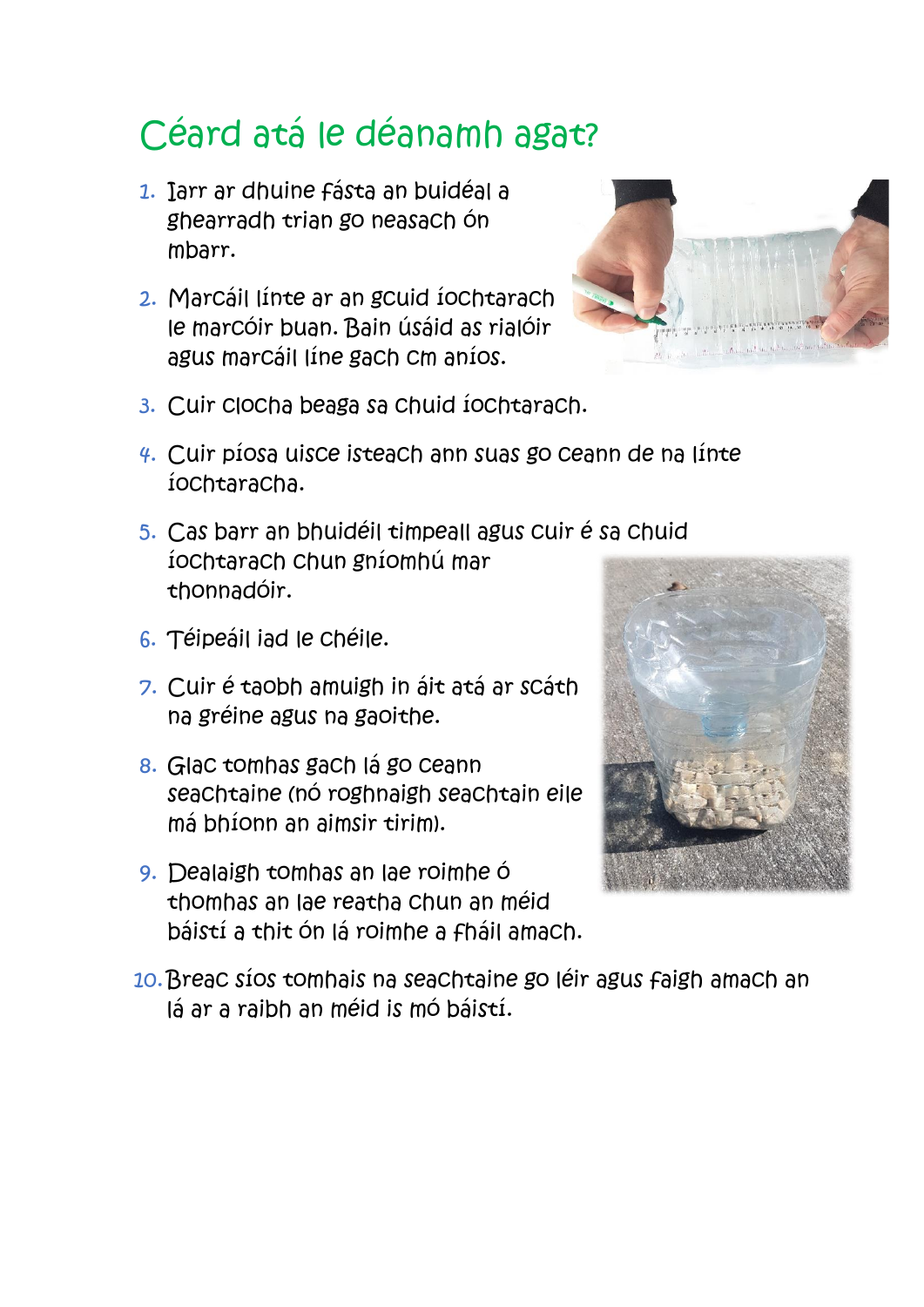## Céard atá le déanamh agat?

1. Iarr ar dhuine fásta an buidéal a ghearradh trian go neasach ón mbarr.
2. Marcáil línte ar an gcuid íochtarach le marcóir buan. Bain úsáid as rialóir agus marcáil líne gach cm aníos.
3. Cuir clocha beaga sa chuid íochtarach.
4. Cuir píosa uisce isteach ann suas go ceann de na línte íochtaracha.
5. Cas barr an bhuidéil timpeall agus cuir é sa chuid íochtarach chun gníomhú mar thonnadóir.
6. Téipeáil iad le chéile.
7. Cuir é taobh amuigh in áit atá ar scáth na gréine agus na gaoithe.
8. Glac tomhas gach lá go ceann seachtaine (nó roghnaigh seachtain eile má bhíonn an aimsir tirim).
9. Dealaigh tomhas an lae roimhe ó thomhas an lae reatha chun an méid báistí a thit ón lá roimhe a fháil amach.
10. Breac síos tomhais na seachtaine go léir agus faigh amach an lá ar a raibh an méid is mó báistí.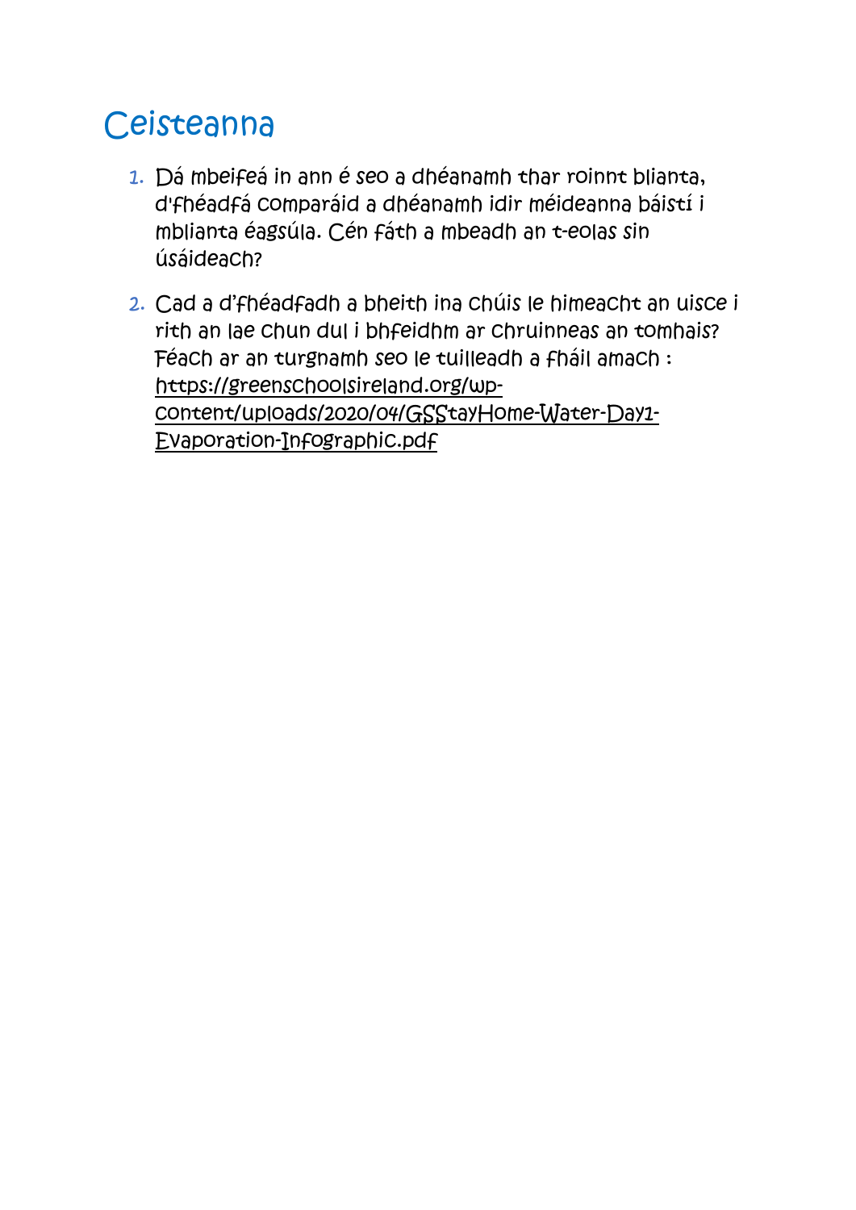# Ceisteanna

1. Dá mbeifeá in ann é seo a dhéanamh thar roinnt blianta, d'fhéadfá comparáid a dhéanamh idir méideanna báistí i mblianta éagsúla. Cén fáth a mbeadh an t-eolas sin úsáideach?

2. Cad a d'fhéadfadh a bheith ina chúis le himeacht an uisce i rith an lae chun dul i bhfeidhm ar chruinneas an tomhais? Féach ar an turgnamh seo le tuilleadh a fháil amach : [https://greenschoolsireland.org/wp-content/uploads/2020/04/GSStayHome-Water-Day1-Evaporation-Infographic.pdf](https://greenschoolsireland.org/wp-content/uploads/2020/04/GSStayHome-Water-Day1-Evaporation-Infographic.pdf)